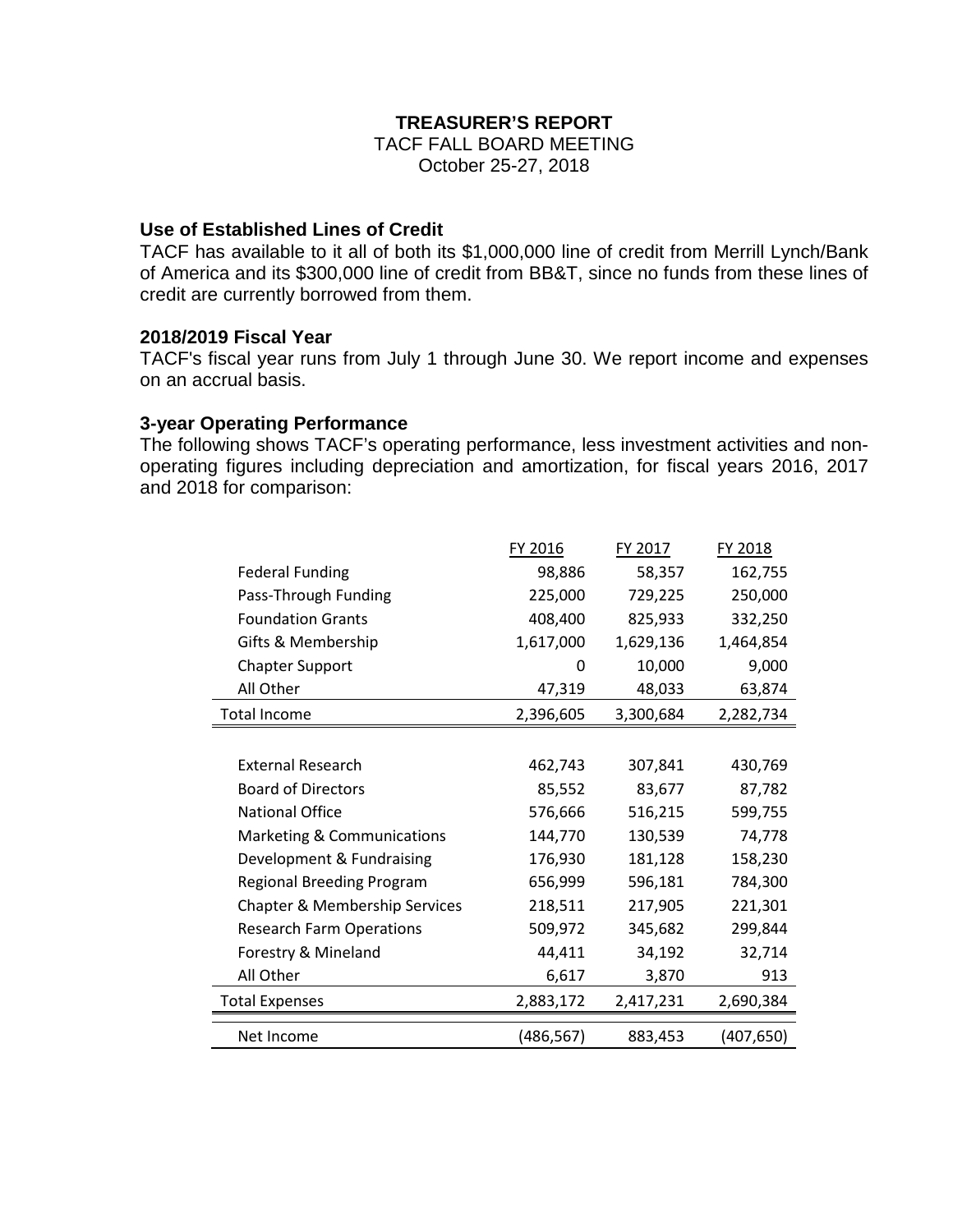# TREASURER'S REPORT

TACF FALL BOARD MEETING

October 25-27, 2018

## Use of Established Lines of Credit

TACF has available to it all of both its $1,000,000 line of credit from Merrill Lynch/Bank of America and its $300,000 line of credit from BB&T, since no funds from these lines of credit are currently borrowed from them.

## 2018/2019 Fiscal Year

TACF's fiscal year runs from July 1 through June 30. We report income and expenses on an accrual basis.

## 3-year Operating Performance

The following shows TACF's operating performance, less investment activities and non-operating figures including depreciation and amortization, for fiscal years 2016, 2017 and 2018 for comparison:

| | FY 2016 | FY 2017 | FY 2018 |
|---|---|---|---|
| Federal Funding | 98,886 | 58,357 | 162,755 |
| Pass-Through Funding | 225,000 | 729,225 | 250,000 |
| Foundation Grants | 408,400 | 825,933 | 332,250 |
| Gifts & Membership | 1,617,000 | 1,629,136 | 1,464,854 |
| Chapter Support | 0 | 10,000 | 9,000 |
| All Other | 47,319 | 48,033 | 63,874 |
| Total Income | 2,396,605 | 3,300,684 | 2,282,734 |
| | | | |
| External Research | 462,743 | 307,841 | 430,769 |
| Board of Directors | 85,552 | 83,677 | 87,782 |
| National Office | 576,666 | 516,215 | 599,755 |
| Marketing & Communications | 144,770 | 130,539 | 74,778 |
| Development & Fundraising | 176,930 | 181,128 | 158,230 |
| Regional Breeding Program | 656,999 | 596,181 | 784,300 |
| Chapter & Membership Services | 218,511 | 217,905 | 221,301 |
| Research Farm Operations | 509,972 | 345,682 | 299,844 |
| Forestry & Mineland | 44,411 | 34,192 | 32,714 |
| All Other | 6,617 | 3,870 | 913 |
| Total Expenses | 2,883,172 | 2,417,231 | 2,690,384 |
| Net Income | (486,567) | 883,453 | (407,650) |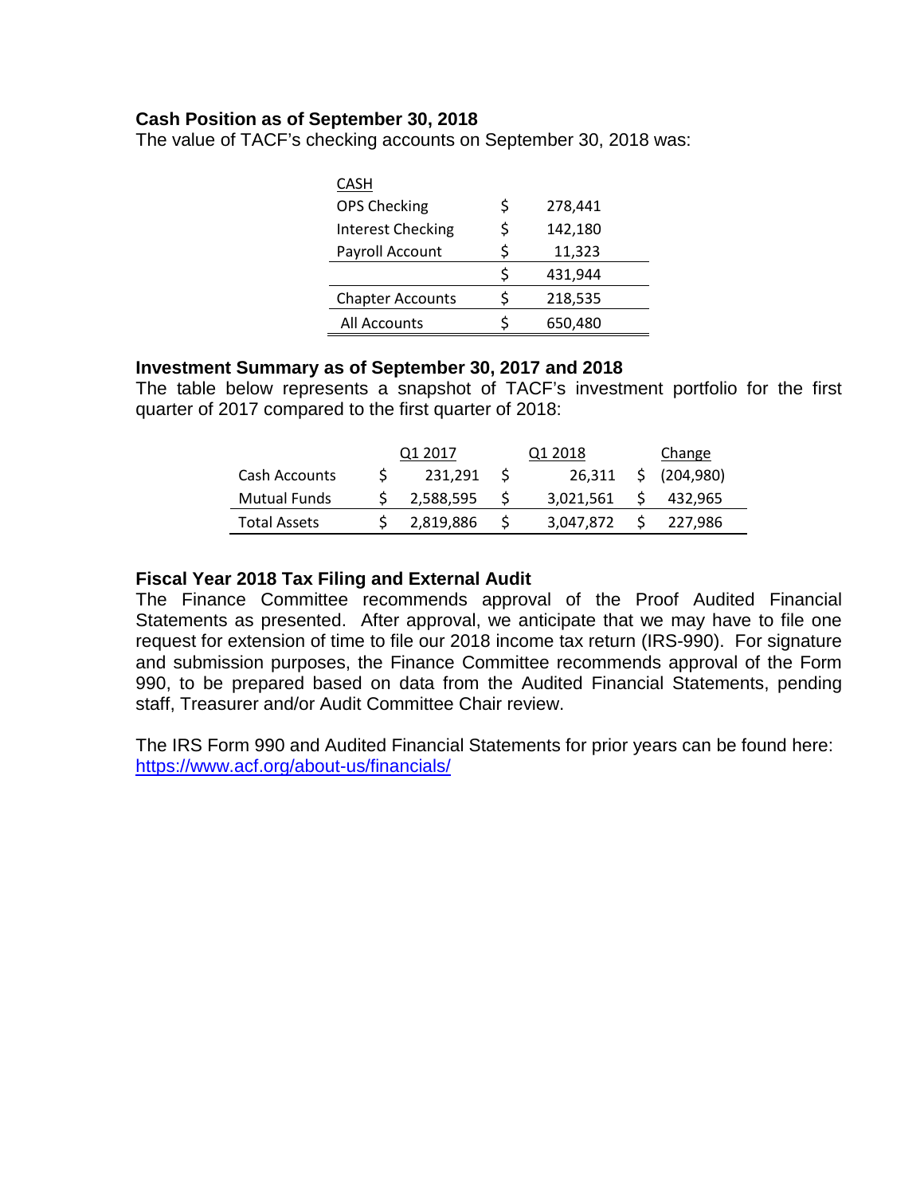**Cash Position as of September 30, 2018**

The value of TACF's checking accounts on September 30, 2018 was:

| CASH | | |
|---|---|---|
| OPS Checking | $ | 278,441 |
| Interest Checking | $ | 142,180 |
| Payroll Account | $ | 11,323 |
| | $ | 431,944 |
| Chapter Accounts | $ | 218,535 |
| All Accounts | $ | 650,480 |

**Investment Summary as of September 30, 2017 and 2018**

The table below represents a snapshot of TACF's investment portfolio for the first quarter of 2017 compared to the first quarter of 2018:

| | Q1 2017 | Q1 2018 | Change |
|---|---|---|---|
| Cash Accounts | $ 231,291 | $ 26,311 | $ (204,980) |
| Mutual Funds | $ 2,588,595 | $ 3,021,561 | $ 432,965 |
| Total Assets | $ 2,819,886 | $ 3,047,872 | $ 227,986 |

**Fiscal Year 2018 Tax Filing and External Audit**

The Finance Committee recommends approval of the Proof Audited Financial Statements as presented. After approval, we anticipate that we may have to file one request for extension of time to file our 2018 income tax return (IRS-990). For signature and submission purposes, the Finance Committee recommends approval of the Form 990, to be prepared based on data from the Audited Financial Statements, pending staff, Treasurer and/or Audit Committee Chair review.

The IRS Form 990 and Audited Financial Statements for prior years can be found here: https://www.acf.org/about-us/financials/